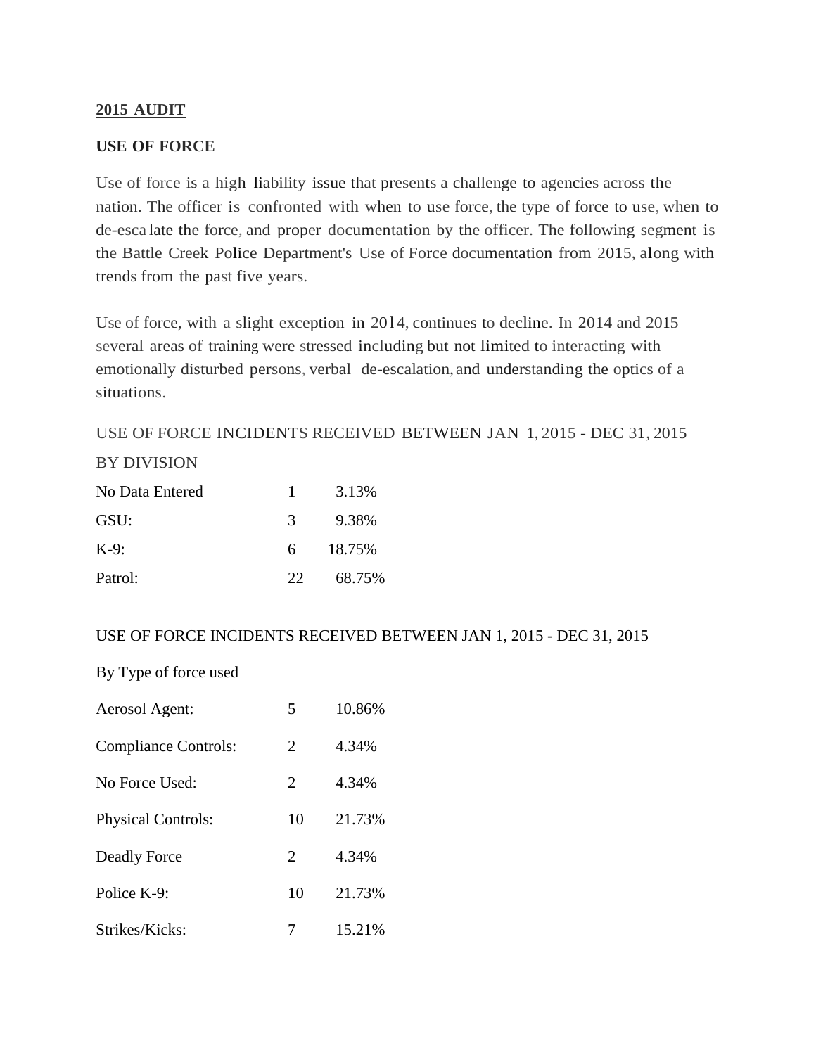**2015 AUDIT**

**USE OF FORCE**

Use of force is a high liability issue that presents a challenge to agencies across the nation. The officer is confronted with when to use force, the type of force to use, when to de-escalate the force, and proper documentation by the officer. The following segment is the Battle Creek Police Department's Use of Force documentation from 2015, along with trends from the past five years.

Use of force, with a slight exception in 2014, continues to decline. In 2014 and 2015 several areas of training were stressed including but not limited to interacting with emotionally disturbed persons, verbal de-escalation, and understanding the optics of a situations.

USE OF FORCE INCIDENTS RECEIVED BETWEEN JAN 1, 2015 - DEC 31, 2015

BY DIVISION

| | | |
|---|---|---|
| No Data Entered | 1 | 3.13% |
| GSU: | 3 | 9.38% |
| K-9: | 6 | 18.75% |
| Patrol: | 22 | 68.75% |

USE OF FORCE INCIDENTS RECEIVED BETWEEN JAN 1, 2015 - DEC 31, 2015

By Type of force used

| | | |
|---|---|---|
| Aerosol Agent: | 5 | 10.86% |
| Compliance Controls: | 2 | 4.34% |
| No Force Used: | 2 | 4.34% |
| Physical Controls: | 10 | 21.73% |
| Deadly Force | 2 | 4.34% |
| Police K-9: | 10 | 21.73% |
| Strikes/Kicks: | 7 | 15.21% |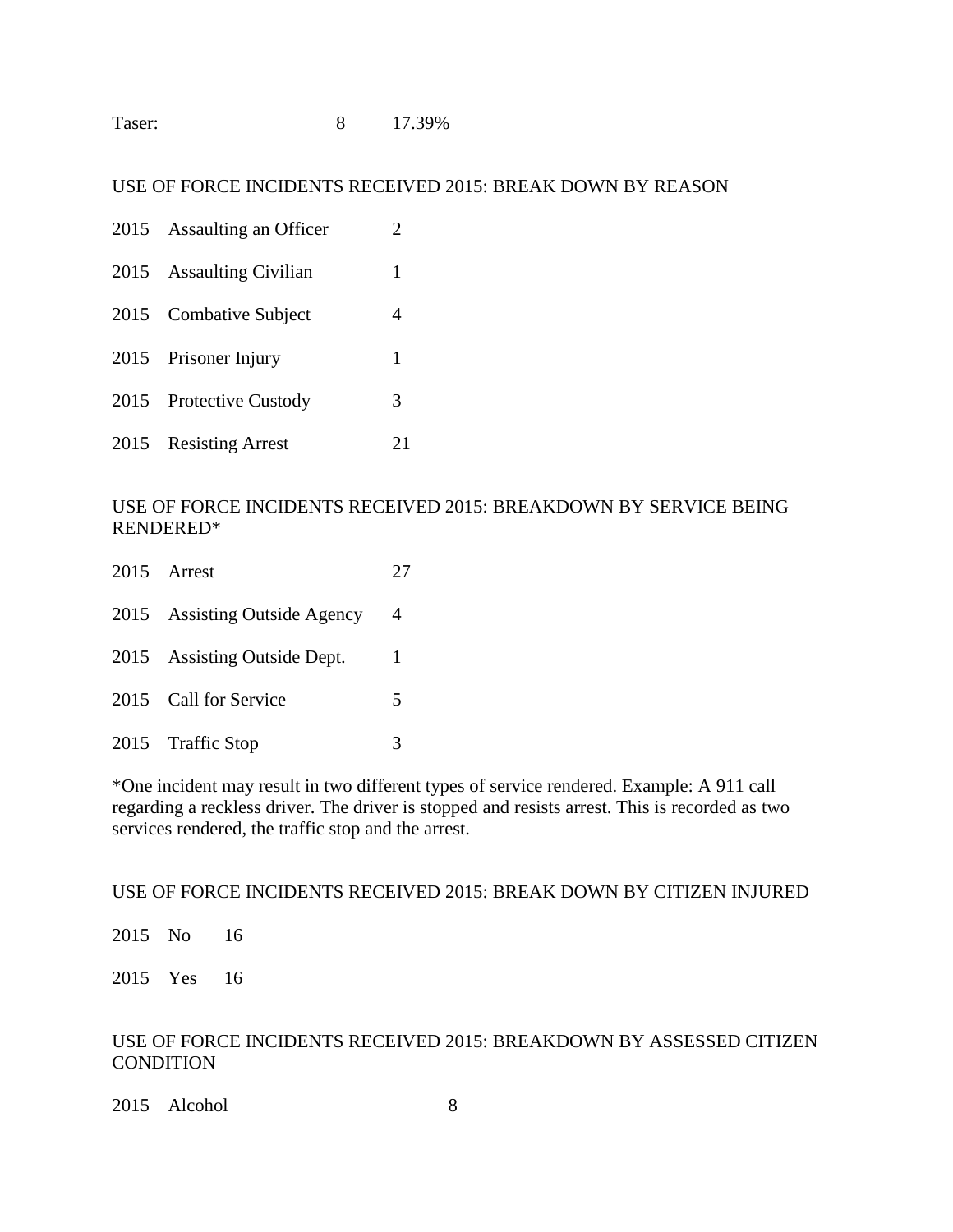| Taser: | 8 | 17.39% |
|---|---|---|

USE OF FORCE INCIDENTS RECEIVED 2015: BREAK DOWN BY REASON

| | | |
|---|---|---|
| 2015 | Assaulting an Officer | 2 |
| 2015 | Assaulting Civilian | 1 |
| 2015 | Combative Subject | 4 |
| 2015 | Prisoner Injury | 1 |
| 2015 | Protective Custody | 3 |
| 2015 | Resisting Arrest | 21 |

USE OF FORCE INCIDENTS RECEIVED 2015: BREAKDOWN BY SERVICE BEING RENDERED*

| | | |
|---|---|---|
| 2015 | Arrest | 27 |
| 2015 | Assisting Outside Agency | 4 |
| 2015 | Assisting Outside Dept. | 1 |
| 2015 | Call for Service | 5 |
| 2015 | Traffic Stop | 3 |

*One incident may result in two different types of service rendered. Example: A 911 call regarding a reckless driver. The driver is stopped and resists arrest. This is recorded as two services rendered, the traffic stop and the arrest.

USE OF FORCE INCIDENTS RECEIVED 2015: BREAK DOWN BY CITIZEN INJURED

| | | |
|---|---|---|
| 2015 | No | 16 |
| 2015 | Yes | 16 |

USE OF FORCE INCIDENTS RECEIVED 2015: BREAKDOWN BY ASSESSED CITIZEN CONDITION

| | | |
|---|---|---|
| 2015 | Alcohol | 8 |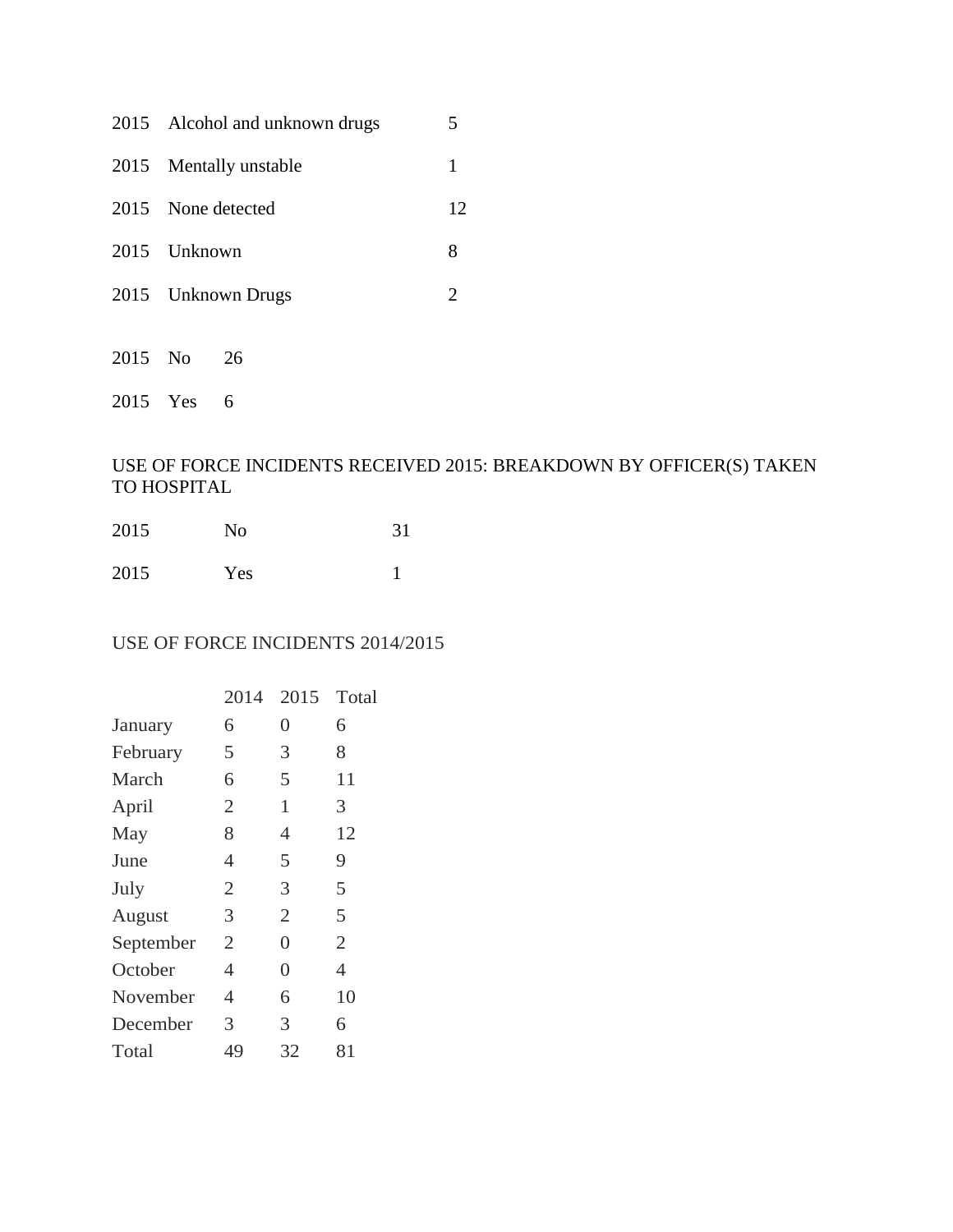| | | |
|---|---|---|
| 2015 | Alcohol and unknown drugs | 5 |
| 2015 | Mentally unstable | 1 |
| 2015 | None detected | 12 |
| 2015 | Unknown | 8 |
| 2015 | Unknown Drugs | 2 |

| | | |
|---|---|---|
| 2015 | No | 26 |
| 2015 | Yes | 6 |

USE OF FORCE INCIDENTS RECEIVED 2015: BREAKDOWN BY OFFICER(S) TAKEN TO HOSPITAL

| | | |
|---|---|---|
| 2015 | No | 31 |
| 2015 | Yes | 1 |

USE OF FORCE INCIDENTS 2014/2015

| | 2014 | 2015 | Total |
|---|---|---|---|
| January | 6 | 0 | 6 |
| February | 5 | 3 | 8 |
| March | 6 | 5 | 11 |
| April | 2 | 1 | 3 |
| May | 8 | 4 | 12 |
| June | 4 | 5 | 9 |
| July | 2 | 3 | 5 |
| August | 3 | 2 | 5 |
| September | 2 | 0 | 2 |
| October | 4 | 0 | 4 |
| November | 4 | 6 | 10 |
| December | 3 | 3 | 6 |
| Total | 49 | 32 | 81 |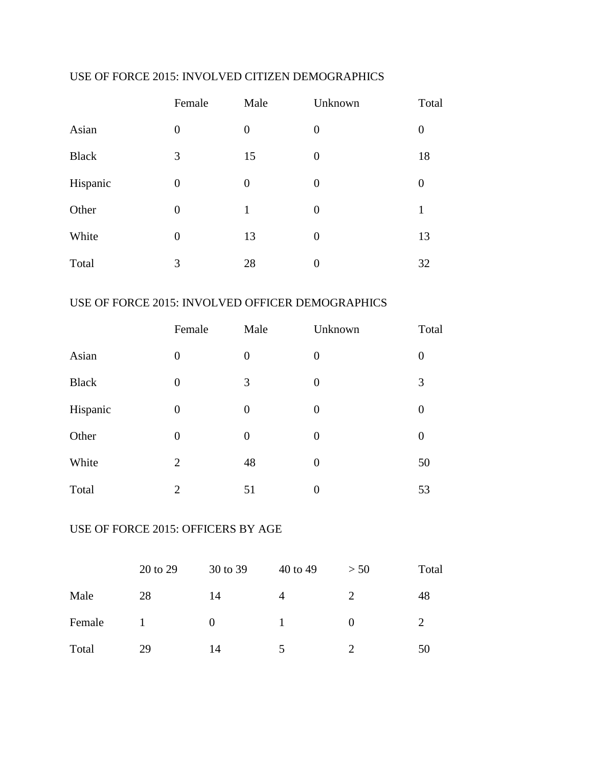USE OF FORCE 2015: INVOLVED CITIZEN DEMOGRAPHICS

| | Female | Male | Unknown | Total |
|---|---|---|---|---|
| Asian | 0 | 0 | 0 | 0 |
| Black | 3 | 15 | 0 | 18 |
| Hispanic | 0 | 0 | 0 | 0 |
| Other | 0 | 1 | 0 | 1 |
| White | 0 | 13 | 0 | 13 |
| Total | 3 | 28 | 0 | 32 |

USE OF FORCE 2015: INVOLVED OFFICER DEMOGRAPHICS

| | Female | Male | Unknown | Total |
|---|---|---|---|---|
| Asian | 0 | 0 | 0 | 0 |
| Black | 0 | 3 | 0 | 3 |
| Hispanic | 0 | 0 | 0 | 0 |
| Other | 0 | 0 | 0 | 0 |
| White | 2 | 48 | 0 | 50 |
| Total | 2 | 51 | 0 | 53 |

USE OF FORCE 2015: OFFICERS BY AGE

| | 20 to 29 | 30 to 39 | 40 to 49 | > 50 | Total |
|---|---|---|---|---|---|
| Male | 28 | 14 | 4 | 2 | 48 |
| Female | 1 | 0 | 1 | 0 | 2 |
| Total | 29 | 14 | 5 | 2 | 50 |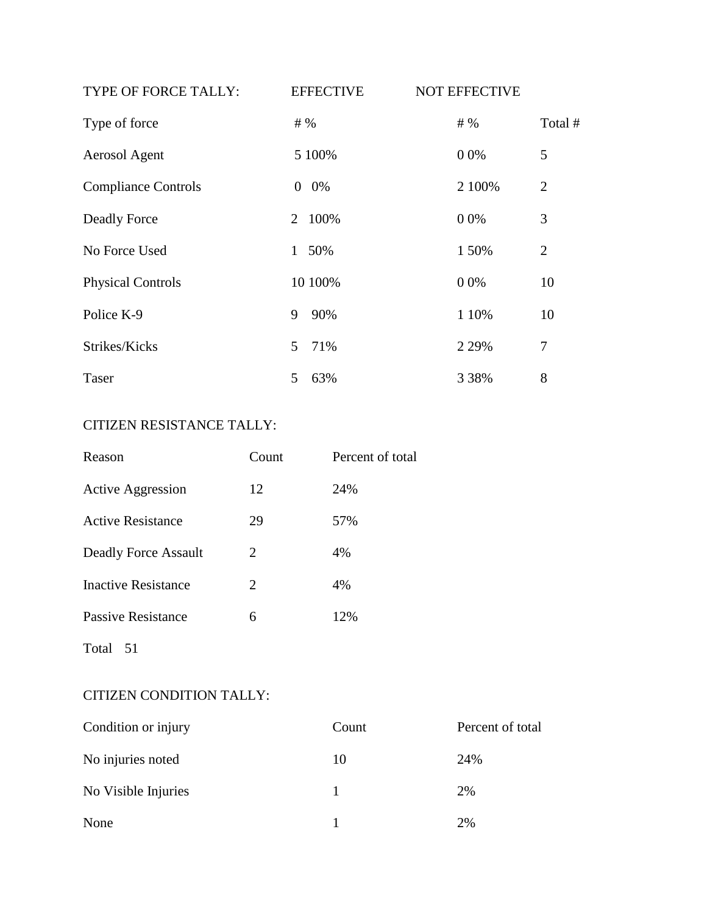TYPE OF FORCE TALLY:

| Type of force | EFFECTIVE # | EFFECTIVE % | NOT EFFECTIVE # | NOT EFFECTIVE % | Total # |
|---|---|---|---|---|---|
| Aerosol Agent | 5 | 100% | 0 | 0% | 5 |
| Compliance Controls | 0 | 0% | 2 | 100% | 2 |
| Deadly Force | 2 | 100% | 0 | 0% | 3 |
| No Force Used | 1 | 50% | 1 | 50% | 2 |
| Physical Controls | 10 | 100% | 0 | 0% | 10 |
| Police K-9 | 9 | 90% | 1 | 10% | 10 |
| Strikes/Kicks | 5 | 71% | 2 | 29% | 7 |
| Taser | 5 | 63% | 3 | 38% | 8 |

CITIZEN RESISTANCE TALLY:

| Reason | Count | Percent of total |
|---|---|---|
| Active Aggression | 12 | 24% |
| Active Resistance | 29 | 57% |
| Deadly Force Assault | 2 | 4% |
| Inactive Resistance | 2 | 4% |
| Passive Resistance | 6 | 12% |

Total 51

CITIZEN CONDITION TALLY:

| Condition or injury | Count | Percent of total |
|---|---|---|
| No injuries noted | 10 | 24% |
| No Visible Injuries | 1 | 2% |
| None | 1 | 2% |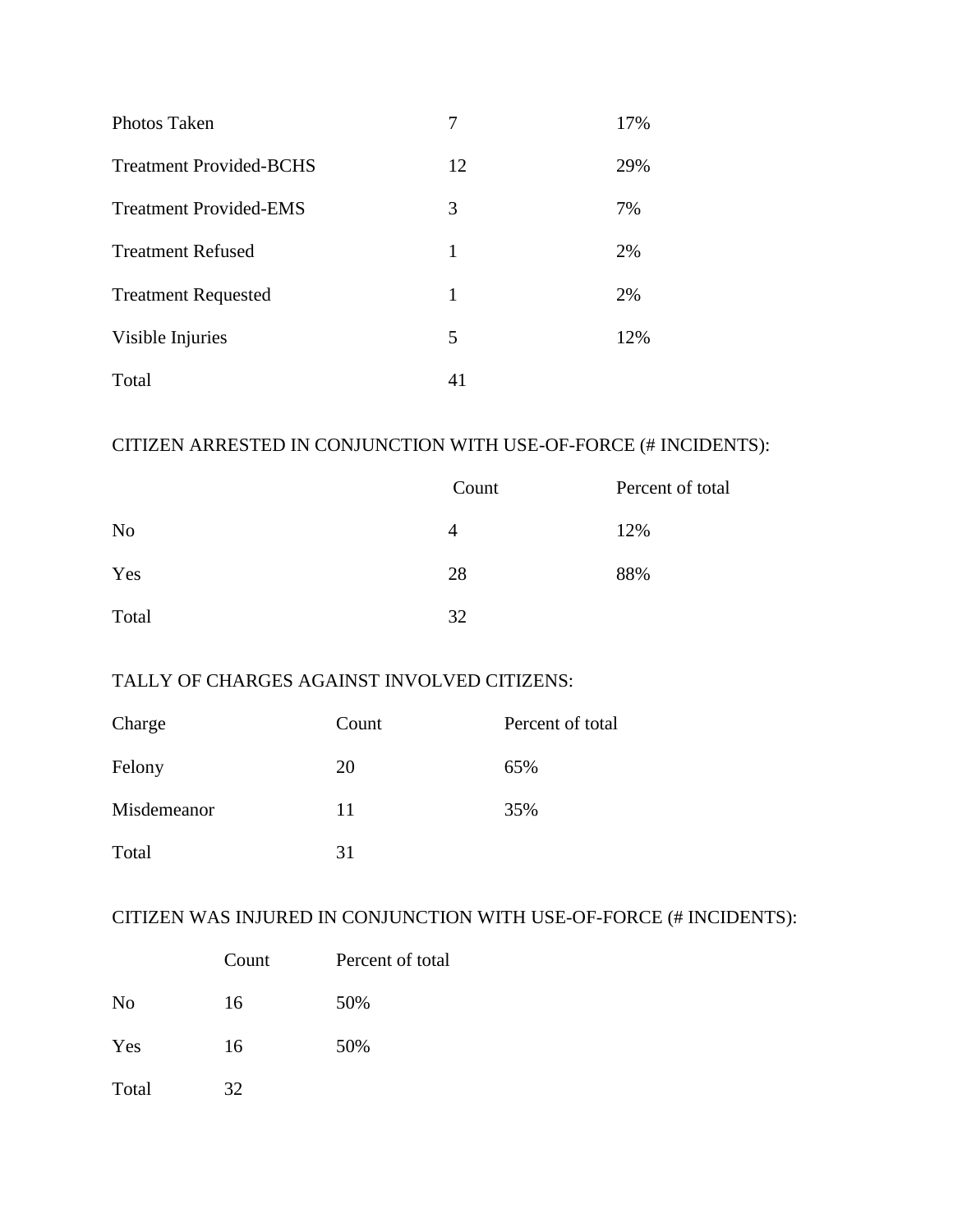| | | |
|---|---|---|
| Photos Taken | 7 | 17% |
| Treatment Provided-BCHS | 12 | 29% |
| Treatment Provided-EMS | 3 | 7% |
| Treatment Refused | 1 | 2% |
| Treatment Requested | 1 | 2% |
| Visible Injuries | 5 | 12% |
| Total | 41 | |

CITIZEN ARRESTED IN CONJUNCTION WITH USE-OF-FORCE (# INCIDENTS):

| | Count | Percent of total |
|---|---|---|
| No | 4 | 12% |
| Yes | 28 | 88% |
| Total | 32 | |

TALLY OF CHARGES AGAINST INVOLVED CITIZENS:

| Charge | Count | Percent of total |
|---|---|---|
| Felony | 20 | 65% |
| Misdemeanor | 11 | 35% |
| Total | 31 | |

CITIZEN WAS INJURED IN CONJUNCTION WITH USE-OF-FORCE (# INCIDENTS):

| | Count | Percent of total |
|---|---|---|
| No | 16 | 50% |
| Yes | 16 | 50% |
| Total | 32 | |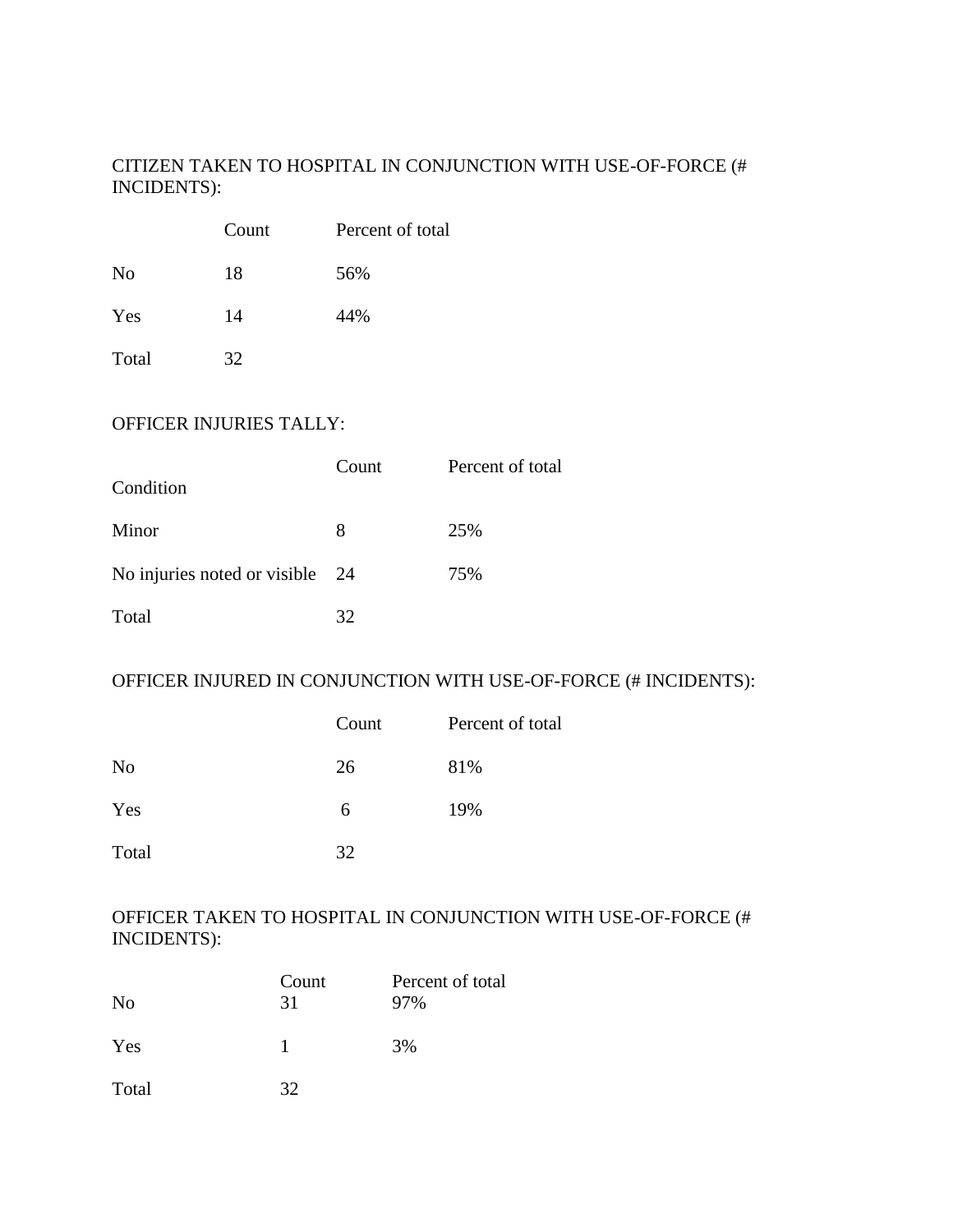CITIZEN TAKEN TO HOSPITAL IN CONJUNCTION WITH USE-OF-FORCE (# INCIDENTS):

| | Count | Percent of total |
|---|---|---|
| No | 18 | 56% |
| Yes | 14 | 44% |
| Total | 32 | |

OFFICER INJURIES TALLY:

| Condition | Count | Percent of total |
|---|---|---|
| Minor | 8 | 25% |
| No injuries noted or visible | 24 | 75% |
| Total | 32 | |

OFFICER INJURED IN CONJUNCTION WITH USE-OF-FORCE (# INCIDENTS):

| | Count | Percent of total |
|---|---|---|
| No | 26 | 81% |
| Yes | 6 | 19% |
| Total | 32 | |

OFFICER TAKEN TO HOSPITAL IN CONJUNCTION WITH USE-OF-FORCE (# INCIDENTS):

| | Count | Percent of total |
|---|---|---|
| No | 31 | 97% |
| Yes | 1 | 3% |
| Total | 32 | |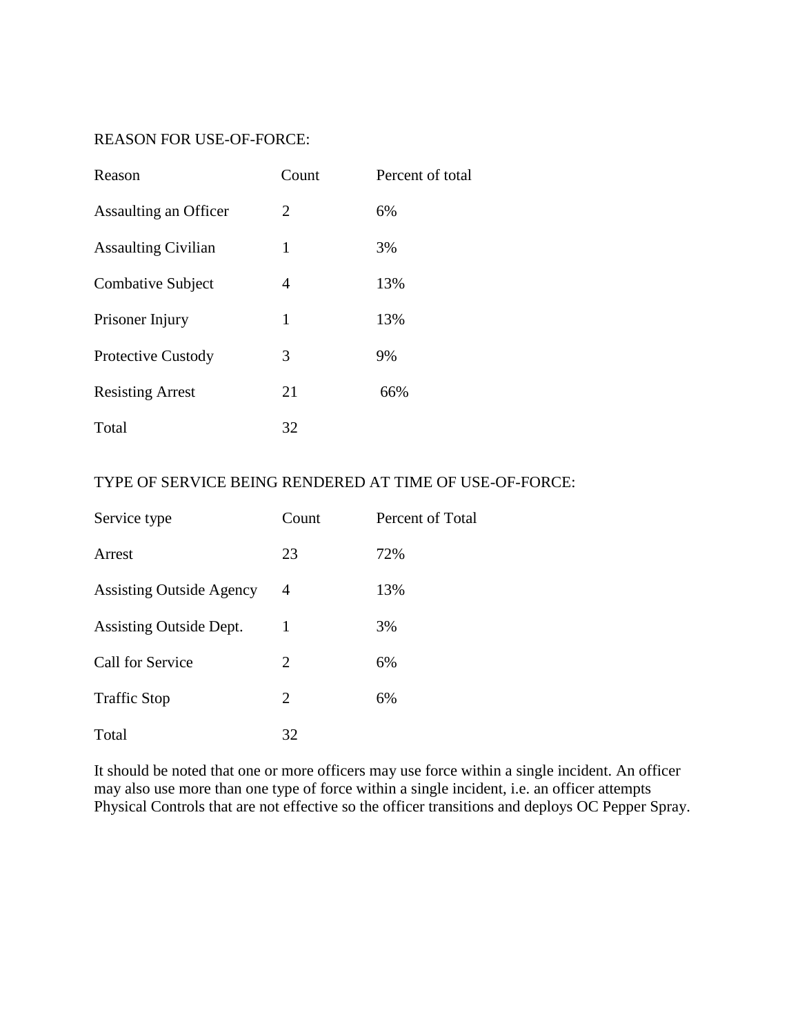REASON FOR USE-OF-FORCE:

| Reason | Count | Percent of total |
|---|---|---|
| Assaulting an Officer | 2 | 6% |
| Assaulting Civilian | 1 | 3% |
| Combative Subject | 4 | 13% |
| Prisoner Injury | 1 | 13% |
| Protective Custody | 3 | 9% |
| Resisting Arrest | 21 | 66% |
| Total | 32 | |

TYPE OF SERVICE BEING RENDERED AT TIME OF USE-OF-FORCE:

| Service type | Count | Percent of Total |
|---|---|---|
| Arrest | 23 | 72% |
| Assisting Outside Agency | 4 | 13% |
| Assisting Outside Dept. | 1 | 3% |
| Call for Service | 2 | 6% |
| Traffic Stop | 2 | 6% |
| Total | 32 | |

It should be noted that one or more officers may use force within a single incident. An officer may also use more than one type of force within a single incident, i.e. an officer attempts Physical Controls that are not effective so the officer transitions and deploys OC Pepper Spray.